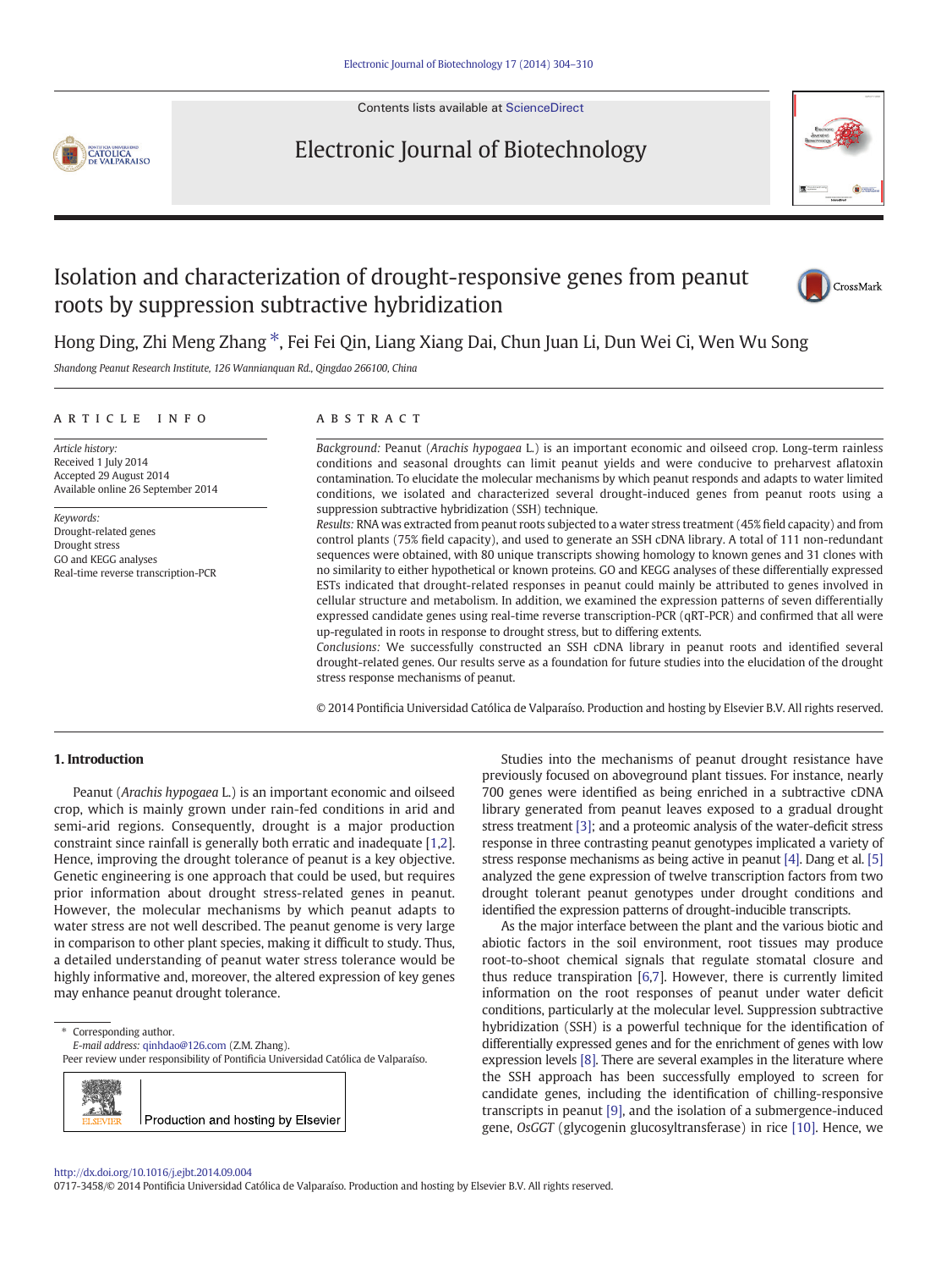# Isolation and characterization of drought-responsive genes from peanut roots by suppression subtractive hybridization

Hong Ding, Zhi Meng Zhang *, Fei Fei Qin, Liang Xiang Dai, Chun Juan Li, Dun Wei Ci, Wen Wu Song

*Shandong Peanut Research Institute, 126 Wannianquan Rd., Qingdao 266100, China*

## ARTICLE INFO

*Article history:*
Received 1 July 2014
Accepted 29 August 2014
Available online 26 September 2014

*Keywords:*
Drought-related genes
Drought stress
GO and KEGG analyses
Real-time reverse transcription-PCR

## ABSTRACT

*Background:* Peanut (*Arachis hypogaea* L.) is an important economic and oilseed crop. Long-term rainless conditions and seasonal droughts can limit peanut yields and were conducive to preharvest aflatoxin contamination. To elucidate the molecular mechanisms by which peanut responds and adapts to water limited conditions, we isolated and characterized several drought-induced genes from peanut roots using a suppression subtractive hybridization (SSH) technique.

*Results:* RNA was extracted from peanut roots subjected to a water stress treatment (45% field capacity) and from control plants (75% field capacity), and used to generate an SSH cDNA library. A total of 111 non-redundant sequences were obtained, with 80 unique transcripts showing homology to known genes and 31 clones with no similarity to either hypothetical or known proteins. GO and KEGG analyses of these differentially expressed ESTs indicated that drought-related responses in peanut could mainly be attributed to genes involved in cellular structure and metabolism. In addition, we examined the expression patterns of seven differentially expressed candidate genes using real-time reverse transcription-PCR (qRT-PCR) and confirmed that all were up-regulated in roots in response to drought stress, but to differing extents.

*Conclusions:* We successfully constructed an SSH cDNA library in peanut roots and identified several drought-related genes. Our results serve as a foundation for future studies into the elucidation of the drought stress response mechanisms of peanut.

© 2014 Pontificia Universidad Católica de Valparaíso. Production and hosting by Elsevier B.V. All rights reserved.

## 1. Introduction

Peanut (*Arachis hypogaea* L.) is an important economic and oilseed crop, which is mainly grown under rain-fed conditions in arid and semi-arid regions. Consequently, drought is a major production constraint since rainfall is generally both erratic and inadequate [1,2]. Hence, improving the drought tolerance of peanut is a key objective. Genetic engineering is one approach that could be used, but requires prior information about drought stress-related genes in peanut. However, the molecular mechanisms by which peanut adapts to water stress are not well described. The peanut genome is very large in comparison to other plant species, making it difficult to study. Thus, a detailed understanding of peanut water stress tolerance would be highly informative and, moreover, the altered expression of key genes may enhance peanut drought tolerance.

Studies into the mechanisms of peanut drought resistance have previously focused on aboveground plant tissues. For instance, nearly 700 genes were identified as being enriched in a subtractive cDNA library generated from peanut leaves exposed to a gradual drought stress treatment [3]; and a proteomic analysis of the water-deficit stress response in three contrasting peanut genotypes implicated a variety of stress response mechanisms as being active in peanut [4]. Dang et al. [5] analyzed the gene expression of twelve transcription factors from two drought tolerant peanut genotypes under drought conditions and identified the expression patterns of drought-inducible transcripts.

As the major interface between the plant and the various biotic and abiotic factors in the soil environment, root tissues may produce root-to-shoot chemical signals that regulate stomatal closure and thus reduce transpiration [6,7]. However, there is currently limited information on the root responses of peanut under water deficit conditions, particularly at the molecular level. Suppression subtractive hybridization (SSH) is a powerful technique for the identification of differentially expressed genes and for the enrichment of genes with low expression levels [8]. There are several examples in the literature where the SSH approach has been successfully employed to screen for candidate genes, including the identification of chilling-responsive transcripts in peanut [9], and the isolation of a submergence-induced gene, *OsGGT* (glycogenin glucosyltransferase) in rice [10]. Hence, we

* Corresponding author.
*E-mail address:* qinhdao@126.com (Z.M. Zhang).
Peer review under responsibility of Pontificia Universidad Católica de Valparaíso.

Production and hosting by Elsevier

http://dx.doi.org/10.1016/j.ejbt.2014.09.004
0717-3458/© 2014 Pontificia Universidad Católica de Valparaíso. Production and hosting by Elsevier B.V. All rights reserved.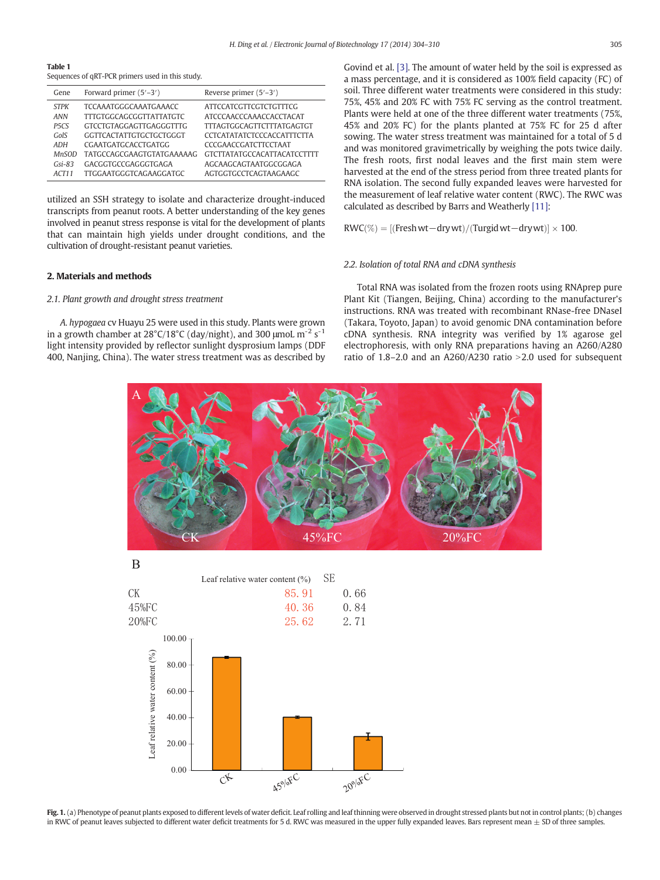**Table 1**
Sequences of qRT-PCR primers used in this study.

| Gene | Forward primer (5′–3′) | Reverse primer (5′–3′) |
|---|---|---|
| *STPK* | TCCAAATGGGCAAATGAACC | ATTCCATCGTTCGTCTGTTTCG |
| *ANN* | TTTGTGGCAGCGGTTATTATGTC | ATCCCAACCCAAACCACCTACAT |
| *P5CS* | GTCCTGTAGGAGTTGAGGGTTTG | TTTAGTGGCAGTTCTTTATGAGTGT |
| *GolS* | GGTTCACTATTGTGCTGCTGGGT | CCTCATATATCTCCCACCATTTCTTA |
| *ADH* | CGAATGATGCACCTGATGG | CCCGAACCGATCTTCCTAAT |
| *MnSOD* | TATGCCAGCGAAGTGTATGAAAAAG | GTCTTATATGCCACATTACATCCTTTT |
| *Gsi-83* | GACGGTGCCGAGGGTGAGA | AGCAAGCAGTAATGGCGGAGA |
| *ACT11* | TTGGAATGGGTCAGAAGGATGC | AGTGGTGCCTCAGTAAGAAGC |

utilized an SSH strategy to isolate and characterize drought-induced transcripts from peanut roots. A better understanding of the key genes involved in peanut stress response is vital for the development of plants that can maintain high yields under drought conditions, and the cultivation of drought-resistant peanut varieties.

## 2. Materials and methods

### 2.1. Plant growth and drought stress treatment

*A. hypogaea* cv Huayu 25 were used in this study. Plants were grown in a growth chamber at 28°C/18°C (day/night), and 300 μmoL $m^{-2}$ $s^{-1}$ light intensity provided by reflector sunlight dysprosium lamps (DDF 400, Nanjing, China). The water stress treatment was as described by Govind et al. [3]. The amount of water held by the soil is expressed as a mass percentage, and it is considered as 100% field capacity (FC) of soil. Three different water treatments were considered in this study: 75%, 45% and 20% FC with 75% FC serving as the control treatment. Plants were held at one of the three different water treatments (75%, 45% and 20% FC) for the plants planted at 75% FC for 25 d after sowing. The water stress treatment was maintained for a total of 5 d and was monitored gravimetrically by weighing the pots twice daily. The fresh roots, first nodal leaves and the first main stem were harvested at the end of the stress period from three treated plants for RNA isolation. The second fully expanded leaves were harvested for the measurement of leaf relative water content (RWC). The RWC was calculated as described by Barrs and Weatherly [11]:

$$\text{RWC}(\%) = [(\text{Fresh wt} - \text{dry wt})/(\text{Turgid wt} - \text{dry wt})] \times 100.$$

### 2.2. Isolation of total RNA and cDNA synthesis

Total RNA was isolated from the frozen roots using RNAprep pure Plant Kit (Tiangen, Beijing, China) according to the manufacturer's instructions. RNA was treated with recombinant RNase-free DNaseI (Takara, Toyoto, Japan) to avoid genomic DNA contamination before cDNA synthesis. RNA integrity was verified by 1% agarose gel electrophoresis, with only RNA preparations having an A260/A280 ratio of 1.8–2.0 and an A260/A230 ratio >2.0 used for subsequent

**Fig. 1.** (a) Phenotype of peanut plants exposed to different levels of water deficit. Leaf rolling and leaf thinning were observed in drought stressed plants but not in control plants; (b) changes in RWC of peanut leaves subjected to different water deficit treatments for 5 d. RWC was measured in the upper fully expanded leaves. Bars represent mean ± SD of three samples.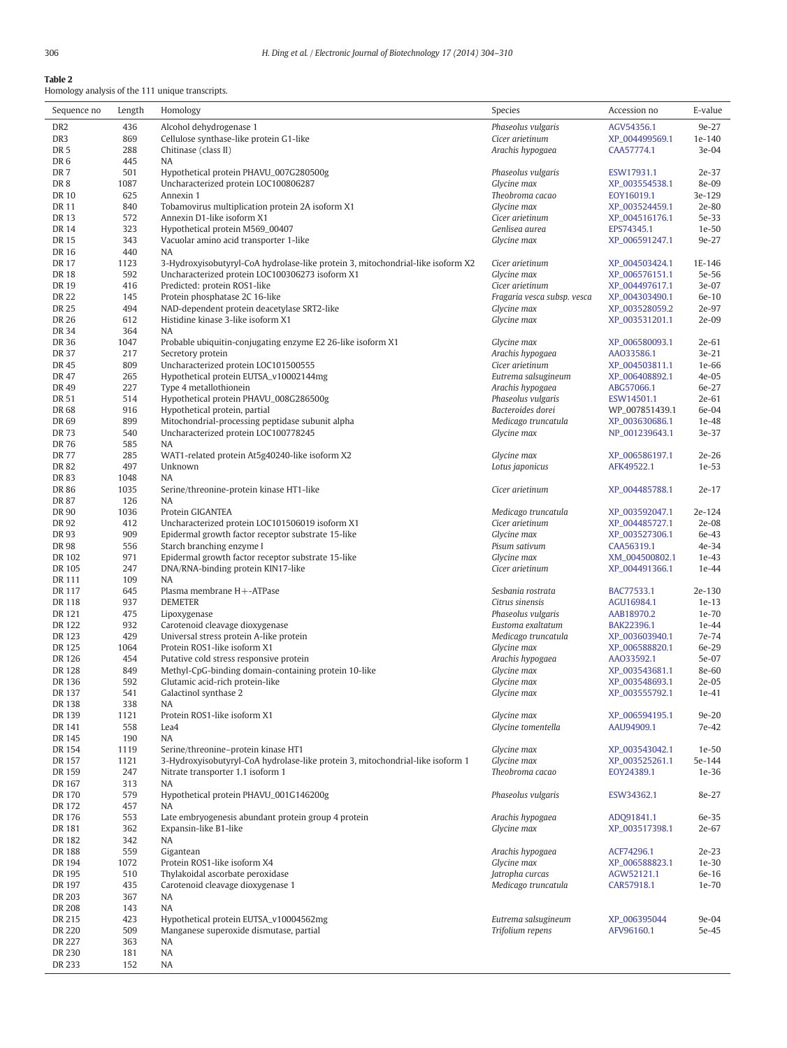**Table 2**
Homology analysis of the 111 unique transcripts.

| Sequence no | Length | Homology | Species | Accession no | E-value |
|---|---|---|---|---|---|
| DR2 | 436 | Alcohol dehydrogenase 1 | *Phaseolus vulgaris* | AGV54356.1 | 9e-27 |
| DR3 | 869 | Cellulose synthase-like protein G1-like | *Cicer arietinum* | XP_004499569.1 | 1e-140 |
| DR 5 | 288 | Chitinase (class II) | *Arachis hypogaea* | CAA57774.1 | 3e-04 |
| DR 6 | 445 | NA | | | |
| DR 7 | 501 | Hypothetical protein PHAVU_007G280500g | *Phaseolus vulgaris* | ESW17931.1 | 2e-37 |
| DR 8 | 1087 | Uncharacterized protein LOC100806287 | *Glycine max* | XP_003554538.1 | 8e-09 |
| DR 10 | 625 | Annexin 1 | *Theobroma cacao* | EOY16019.1 | 3e-129 |
| DR 11 | 840 | Tobamovirus multiplication protein 2A isoform X1 | *Glycine max* | XP_003524459.1 | 2e-80 |
| DR 13 | 572 | Annexin D1-like isoform X1 | *Cicer arietinum* | XP_004516176.1 | 5e-33 |
| DR 14 | 323 | Hypothetical protein M569_00407 | *Genlisea aurea* | EPS74345.1 | 1e-50 |
| DR 15 | 343 | Vacuolar amino acid transporter 1-like | *Glycine max* | XP_006591247.1 | 9e-27 |
| DR 16 | 440 | NA | | | |
| DR 17 | 1123 | 3-Hydroxyisobutyryl-CoA hydrolase-like protein 3, mitochondrial-like isoform X2 | *Cicer arietinum* | XP_004503424.1 | 1E-146 |
| DR 18 | 592 | Uncharacterized protein LOC100306273 isoform X1 | *Glycine max* | XP_006576151.1 | 5e-56 |
| DR 19 | 416 | Predicted: protein ROS1-like | *Cicer arietinum* | XP_004497617.1 | 3e-07 |
| DR 22 | 145 | Protein phosphatase 2C 16-like | *Fragaria vesca subsp. vesca* | XP_004303490.1 | 6e-10 |
| DR 25 | 494 | NAD-dependent protein deacetylase SRT2-like | *Glycine max* | XP_003528059.2 | 2e-97 |
| DR 26 | 612 | Histidine kinase 3-like isoform X1 | *Glycine max* | XP_003531201.1 | 2e-09 |
| DR 34 | 364 | NA | | | |
| DR 36 | 1047 | Probable ubiquitin-conjugating enzyme E2 26-like isoform X1 | *Glycine max* | XP_006580093.1 | 2e-61 |
| DR 37 | 217 | Secretory protein | *Arachis hypogaea* | AAO33586.1 | 3e-21 |
| DR 45 | 809 | Uncharacterized protein LOC101500555 | *Cicer arietinum* | XP_004503811.1 | 1e-66 |
| DR 47 | 265 | Hypothetical protein EUTSA_v10002144mg | *Eutrema salsugineum* | XP_006408892.1 | 4e-05 |
| DR 49 | 227 | Type 4 metallothionein | *Arachis hypogaea* | ABG57066.1 | 6e-27 |
| DR 51 | 514 | Hypothetical protein PHAVU_008G286500g | *Phaseolus vulgaris* | ESW14501.1 | 2e-61 |
| DR 68 | 916 | Hypothetical protein, partial | *Bacteroides dorei* | WP_007851439.1 | 6e-04 |
| DR 69 | 899 | Mitochondrial-processing peptidase subunit alpha | *Medicago truncatula* | XP_003630686.1 | 1e-48 |
| DR 73 | 540 | Uncharacterized protein LOC100778245 | *Glycine max* | NP_001239643.1 | 3e-37 |
| DR 76 | 585 | NA | | | |
| DR 77 | 285 | WAT1-related protein At5g40240-like isoform X2 | *Glycine max* | XP_006586197.1 | 2e-26 |
| DR 82 | 497 | Unknown | *Lotus japonicus* | AFK49522.1 | 1e-53 |
| DR 83 | 1048 | NA | | | |
| DR 86 | 1035 | Serine/threonine-protein kinase HT1-like | *Cicer arietinum* | XP_004485788.1 | 2e-17 |
| DR 87 | 126 | NA | | | |
| DR 90 | 1036 | Protein GIGANTEA | *Medicago truncatula* | XP_003592047.1 | 2e-124 |
| DR 92 | 412 | Uncharacterized protein LOC101506019 isoform X1 | *Cicer arietinum* | XP_004485727.1 | 2e-08 |
| DR 93 | 909 | Epidermal growth factor receptor substrate 15-like | *Glycine max* | XP_003527306.1 | 6e-43 |
| DR 98 | 556 | Starch branching enzyme I | *Pisum sativum* | CAA56319.1 | 4e-34 |
| DR 102 | 971 | Epidermal growth factor receptor substrate 15-like | *Glycine max* | XM_004500802.1 | 1e-43 |
| DR 105 | 247 | DNA/RNA-binding protein KIN17-like | *Cicer arietinum* | XP_004491366.1 | 1e-44 |
| DR 111 | 109 | NA | | | |
| DR 117 | 645 | Plasma membrane H+-ATPase | *Sesbania rostrata* | BAC77533.1 | 2e-130 |
| DR 118 | 937 | DEMETER | *Citrus sinensis* | AGU16984.1 | 1e-13 |
| DR 121 | 475 | Lipoxygenase | *Phaseolus vulgaris* | AAB18970.2 | 1e-70 |
| DR 122 | 932 | Carotenoid cleavage dioxygenase | *Eustoma exaltatum* | BAK22396.1 | 1e-44 |
| DR 123 | 429 | Universal stress protein A-like protein | *Medicago truncatula* | XP_003603940.1 | 7e-74 |
| DR 125 | 1064 | Protein ROS1-like isoform X1 | *Glycine max* | XP_006588820.1 | 6e-29 |
| DR 126 | 454 | Putative cold stress responsive protein | *Arachis hypogaea* | AAO33592.1 | 5e-07 |
| DR 128 | 849 | Methyl-CpG-binding domain-containing protein 10-like | *Glycine max* | XP_003543681.1 | 8e-60 |
| DR 136 | 592 | Glutamic acid-rich protein-like | *Glycine max* | XP_003548693.1 | 2e-05 |
| DR 137 | 541 | Galactinol synthase 2 | *Glycine max* | XP_003555792.1 | 1e-41 |
| DR 138 | 338 | NA | | | |
| DR 139 | 1121 | Protein ROS1-like isoform X1 | *Glycine max* | XP_006594195.1 | 9e-20 |
| DR 141 | 558 | Lea4 | *Glycine tomentella* | AAU94909.1 | 7e-42 |
| DR 145 | 190 | NA | | | |
| DR 154 | 1119 | Serine/threonine–protein kinase HT1 | *Glycine max* | XP_003543042.1 | 1e-50 |
| DR 157 | 1121 | 3-Hydroxyisobutyryl-CoA hydrolase-like protein 3, mitochondrial-like isoform 1 | *Glycine max* | XP_003525261.1 | 5e-144 |
| DR 159 | 247 | Nitrate transporter 1.1 isoform 1 | *Theobroma cacao* | EOY24389.1 | 1e-36 |
| DR 167 | 313 | NA | | | |
| DR 170 | 579 | Hypothetical protein PHAVU_001G146200g | *Phaseolus vulgaris* | ESW34362.1 | 8e-27 |
| DR 172 | 457 | NA | | | |
| DR 176 | 553 | Late embryogenesis abundant protein group 4 protein | *Arachis hypogaea* | ADQ91841.1 | 6e-35 |
| DR 181 | 362 | Expansin-like B1-like | *Glycine max* | XP_003517398.1 | 2e-67 |
| DR 182 | 342 | NA | | | |
| DR 188 | 559 | Gigantean | *Arachis hypogaea* | ACF74296.1 | 2e-23 |
| DR 194 | 1072 | Protein ROS1-like isoform X4 | *Glycine max* | XP_006588823.1 | 1e-30 |
| DR 195 | 510 | Thylakoidal ascorbate peroxidase | *Jatropha curcas* | AGW52121.1 | 6e-16 |
| DR 197 | 435 | Carotenoid cleavage dioxygenase 1 | *Medicago truncatula* | CAR57918.1 | 1e-70 |
| DR 203 | 367 | NA | | | |
| DR 208 | 143 | NA | | | |
| DR 215 | 423 | Hypothetical protein EUTSA_v10004562mg | *Eutrema salsugineum* | XP_006395044 | 9e-04 |
| DR 220 | 509 | Manganese superoxide dismutase, partial | *Trifolium repens* | AFV96160.1 | 5e-45 |
| DR 227 | 363 | NA | | | |
| DR 230 | 181 | NA | | | |
| DR 233 | 152 | NA | | | |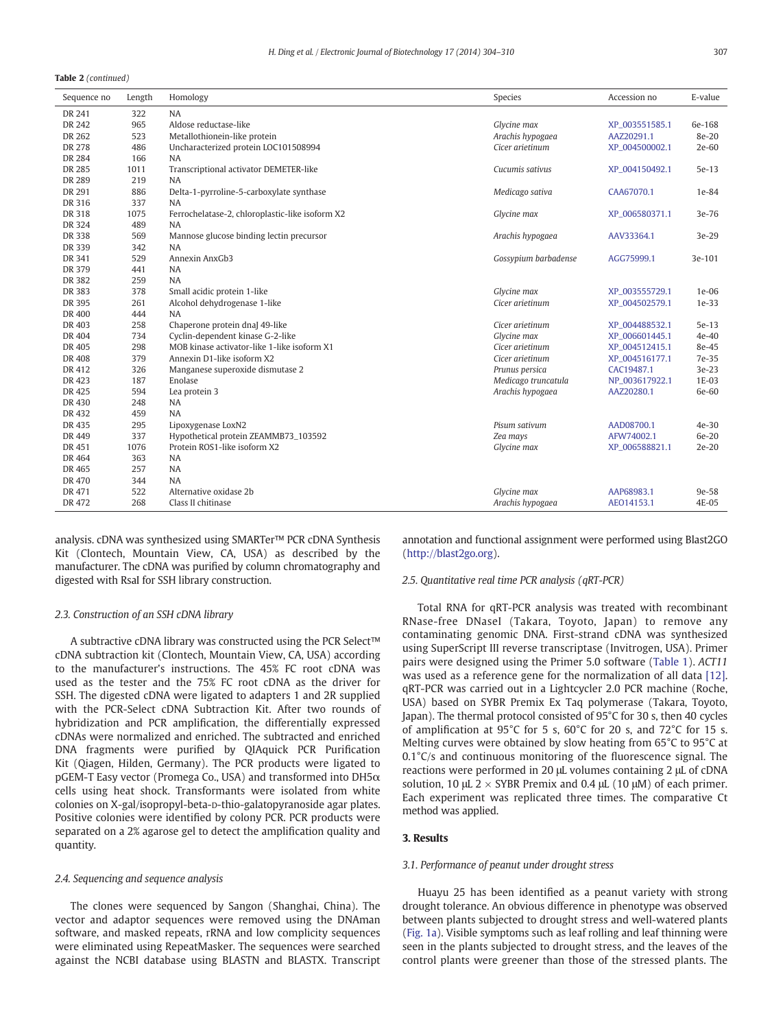**Table 2** *(continued)*

| Sequence no | Length | Homology | Species | Accession no | E-value |
|---|---|---|---|---|---|
| DR 241 | 322 | NA | | | |
| DR 242 | 965 | Aldose reductase-like | *Glycine max* | XP_003551585.1 | 6e-168 |
| DR 262 | 523 | Metallothionein-like protein | *Arachis hypogaea* | AAZ20291.1 | 8e-20 |
| DR 278 | 486 | Uncharacterized protein LOC101508994 | *Cicer arietinum* | XP_004500002.1 | 2e-60 |
| DR 284 | 166 | NA | | | |
| DR 285 | 1011 | Transcriptional activator DEMETER-like | *Cucumis sativus* | XP_004150492.1 | 5e-13 |
| DR 289 | 219 | NA | | | |
| DR 291 | 886 | Delta-1-pyrroline-5-carboxylate synthase | *Medicago sativa* | CAA67070.1 | 1e-84 |
| DR 316 | 337 | NA | | | |
| DR 318 | 1075 | Ferrochelatase-2, chloroplastic-like isoform X2 | *Glycine max* | XP_006580371.1 | 3e-76 |
| DR 324 | 489 | NA | | | |
| DR 338 | 569 | Mannose glucose binding lectin precursor | *Arachis hypogaea* | AAV33364.1 | 3e-29 |
| DR 339 | 342 | NA | | | |
| DR 341 | 529 | Annexin AnxGb3 | *Gossypium barbadense* | AGG75999.1 | 3e-101 |
| DR 379 | 441 | NA | | | |
| DR 382 | 259 | NA | | | |
| DR 383 | 378 | Small acidic protein 1-like | *Glycine max* | XP_003555729.1 | 1e-06 |
| DR 395 | 261 | Alcohol dehydrogenase 1-like | *Cicer arietinum* | XP_004502579.1 | 1e-33 |
| DR 400 | 444 | NA | | | |
| DR 403 | 258 | Chaperone protein dnaJ 49-like | *Cicer arietinum* | XP_004488532.1 | 5e-13 |
| DR 404 | 734 | Cyclin-dependent kinase G-2-like | *Glycine max* | XP_006601445.1 | 4e-40 |
| DR 405 | 298 | MOB kinase activator-like 1-like isoform X1 | *Cicer arietinum* | XP_004512415.1 | 8e-45 |
| DR 408 | 379 | Annexin D1-like isoform X2 | *Cicer arietinum* | XP_004516177.1 | 7e-35 |
| DR 412 | 326 | Manganese superoxide dismutase 2 | *Prunus persica* | CAC19487.1 | 3e-23 |
| DR 423 | 187 | Enolase | *Medicago truncatula* | NP_003617922.1 | 1E-03 |
| DR 425 | 594 | Lea protein 3 | *Arachis hypogaea* | AAZ20280.1 | 6e-60 |
| DR 430 | 248 | NA | | | |
| DR 432 | 459 | NA | | | |
| DR 435 | 295 | Lipoxygenase LoxN2 | *Pisum sativum* | AAD08700.1 | 4e-30 |
| DR 449 | 337 | Hypothetical protein ZEAMMB73_103592 | *Zea mays* | AFW74002.1 | 6e-20 |
| DR 451 | 1076 | Protein ROS1-like isoform X2 | *Glycine max* | XP_006588821.1 | 2e-20 |
| DR 464 | 363 | NA | | | |
| DR 465 | 257 | NA | | | |
| DR 470 | 344 | NA | | | |
| DR 471 | 522 | Alternative oxidase 2b | *Glycine max* | AAP68983.1 | 9e-58 |
| DR 472 | 268 | Class II chitinase | *Arachis hypogaea* | AEO14153.1 | 4E-05 |

analysis. cDNA was synthesized using SMARTer™ PCR cDNA Synthesis Kit (Clontech, Mountain View, CA, USA) as described by the manufacturer. The cDNA was purified by column chromatography and digested with RsaI for SSH library construction.

### 2.3. Construction of an SSH cDNA library

A subtractive cDNA library was constructed using the PCR Select™ cDNA subtraction kit (Clontech, Mountain View, CA, USA) according to the manufacturer's instructions. The 45% FC root cDNA was used as the tester and the 75% FC root cDNA as the driver for SSH. The digested cDNA were ligated to adapters 1 and 2R supplied with the PCR-Select cDNA Subtraction Kit. After two rounds of hybridization and PCR amplification, the differentially expressed cDNAs were normalized and enriched. The subtracted and enriched DNA fragments were purified by QIAquick PCR Purification Kit (Qiagen, Hilden, Germany). The PCR products were ligated to pGEM-T Easy vector (Promega Co., USA) and transformed into DH5α cells using heat shock. Transformants were isolated from white colonies on X-gal/isopropyl-beta-D-thio-galatopyranoside agar plates. Positive colonies were identified by colony PCR. PCR products were separated on a 2% agarose gel to detect the amplification quality and quantity.

### 2.4. Sequencing and sequence analysis

The clones were sequenced by Sangon (Shanghai, China). The vector and adaptor sequences were removed using the DNAman software, and masked repeats, rRNA and low complicity sequences were eliminated using RepeatMasker. The sequences were searched against the NCBI database using BLASTN and BLASTX. Transcript annotation and functional assignment were performed using Blast2GO (http://blast2go.org).

### 2.5. Quantitative real time PCR analysis (qRT-PCR)

Total RNA for qRT-PCR analysis was treated with recombinant RNase-free DNaseI (Takara, Toyoto, Japan) to remove any contaminating genomic DNA. First-strand cDNA was synthesized using SuperScript III reverse transcriptase (Invitrogen, USA). Primer pairs were designed using the Primer 5.0 software (Table 1). *ACT11* was used as a reference gene for the normalization of all data [12]. qRT-PCR was carried out in a Lightcycler 2.0 PCR machine (Roche, USA) based on SYBR Premix Ex Taq polymerase (Takara, Toyoto, Japan). The thermal protocol consisted of 95°C for 30 s, then 40 cycles of amplification at 95°C for 5 s, 60°C for 20 s, and 72°C for 15 s. Melting curves were obtained by slow heating from 65°C to 95°C at 0.1°C/s and continuous monitoring of the fluorescence signal. The reactions were performed in 20 μL volumes containing 2 μL of cDNA solution, 10 μL 2 × SYBR Premix and 0.4 μL (10 μM) of each primer. Each experiment was replicated three times. The comparative Ct method was applied.

## 3. Results

### 3.1. Performance of peanut under drought stress

Huayu 25 has been identified as a peanut variety with strong drought tolerance. An obvious difference in phenotype was observed between plants subjected to drought stress and well-watered plants (Fig. 1a). Visible symptoms such as leaf rolling and leaf thinning were seen in the plants subjected to drought stress, and the leaves of the control plants were greener than those of the stressed plants. The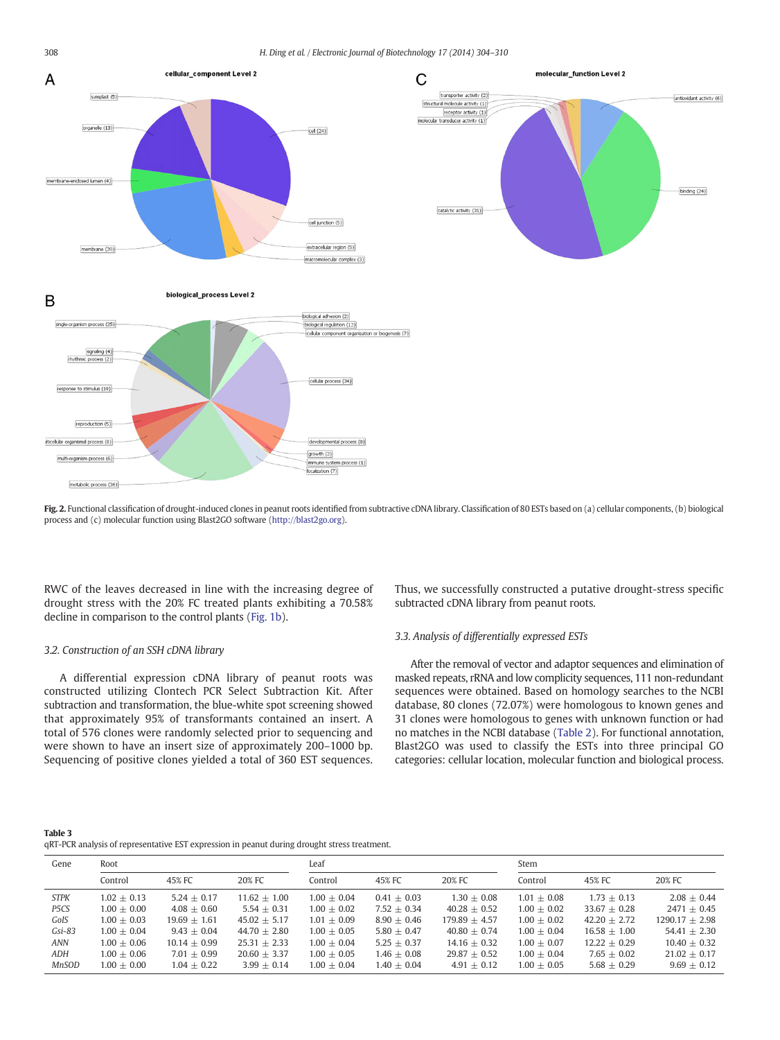**Fig. 2.** Functional classification of drought-induced clones in peanut roots identified from subtractive cDNA library. Classification of 80 ESTs based on (a) cellular components, (b) biological process and (c) molecular function using Blast2GO software (http://blast2go.org).

RWC of the leaves decreased in line with the increasing degree of drought stress with the 20% FC treated plants exhibiting a 70.58% decline in comparison to the control plants (Fig. 1b).

### 3.2. Construction of an SSH cDNA library

A differential expression cDNA library of peanut roots was constructed utilizing Clontech PCR Select Subtraction Kit. After subtraction and transformation, the blue-white spot screening showed that approximately 95% of transformants contained an insert. A total of 576 clones were randomly selected prior to sequencing and were shown to have an insert size of approximately 200–1000 bp. Sequencing of positive clones yielded a total of 360 EST sequences. Thus, we successfully constructed a putative drought-stress specific subtracted cDNA library from peanut roots.

### 3.3. Analysis of differentially expressed ESTs

After the removal of vector and adaptor sequences and elimination of masked repeats, rRNA and low complexity sequences, 111 non-redundant sequences were obtained. Based on homology searches to the NCBI database, 80 clones (72.07%) were homologous to known genes and 31 clones were homologous to genes with unknown function or had no matches in the NCBI database (Table 2). For functional annotation, Blast2GO was used to classify the ESTs into three principal GO categories: cellular location, molecular function and biological process.

**Table 3**
qRT-PCR analysis of representative EST expression in peanut during drought stress treatment.

| Gene | Root | | | Leaf | | | Stem | | |
|---|---|---|---|---|---|---|---|---|---|
| | Control | 45% FC | 20% FC | Control | 45% FC | 20% FC | Control | 45% FC | 20% FC |
| *STPK* | 1.02 ± 0.13 | 5.24 ± 0.17 | 11.62 ± 1.00 | 1.00 ± 0.04 | 0.41 ± 0.03 | 1.30 ± 0.08 | 1.01 ± 0.08 | 1.73 ± 0.13 | 2.08 ± 0.44 |
| *P5CS* | 1.00 ± 0.00 | 4.08 ± 0.60 | 5.54 ± 0.31 | 1.00 ± 0.02 | 7.52 ± 0.34 | 40.28 ± 0.52 | 1.00 ± 0.02 | 33.67 ± 0.28 | 2471 ± 0.45 |
| *GolS* | 1.00 ± 0.03 | 19.69 ± 1.61 | 45.02 ± 5.17 | 1.01 ± 0.09 | 8.90 ± 0.46 | 179.89 ± 4.57 | 1.00 ± 0.02 | 42.20 ± 2.72 | 1290.17 ± 2.98 |
| *Gsi-83* | 1.00 ± 0.04 | 9.43 ± 0.04 | 44.70 ± 2.80 | 1.00 ± 0.05 | 5.80 ± 0.47 | 40.80 ± 0.74 | 1.00 ± 0.04 | 16.58 ± 1.00 | 54.41 ± 2.30 |
| *ANN* | 1.00 ± 0.06 | 10.14 ± 0.99 | 25.31 ± 2.33 | 1.00 ± 0.04 | 5.25 ± 0.37 | 14.16 ± 0.32 | 1.00 ± 0.07 | 12.22 ± 0.29 | 10.40 ± 0.32 |
| *ADH* | 1.00 ± 0.06 | 7.01 ± 0.99 | 20.60 ± 3.37 | 1.00 ± 0.05 | 1.46 ± 0.08 | 29.87 ± 0.52 | 1.00 ± 0.04 | 7.65 ± 0.02 | 21.02 ± 0.17 |
| *MnSOD* | 1.00 ± 0.00 | 1.04 ± 0.22 | 3.99 ± 0.14 | 1.00 ± 0.04 | 1.40 ± 0.04 | 4.91 ± 0.12 | 1.00 ± 0.05 | 5.68 ± 0.29 | 9.69 ± 0.12 |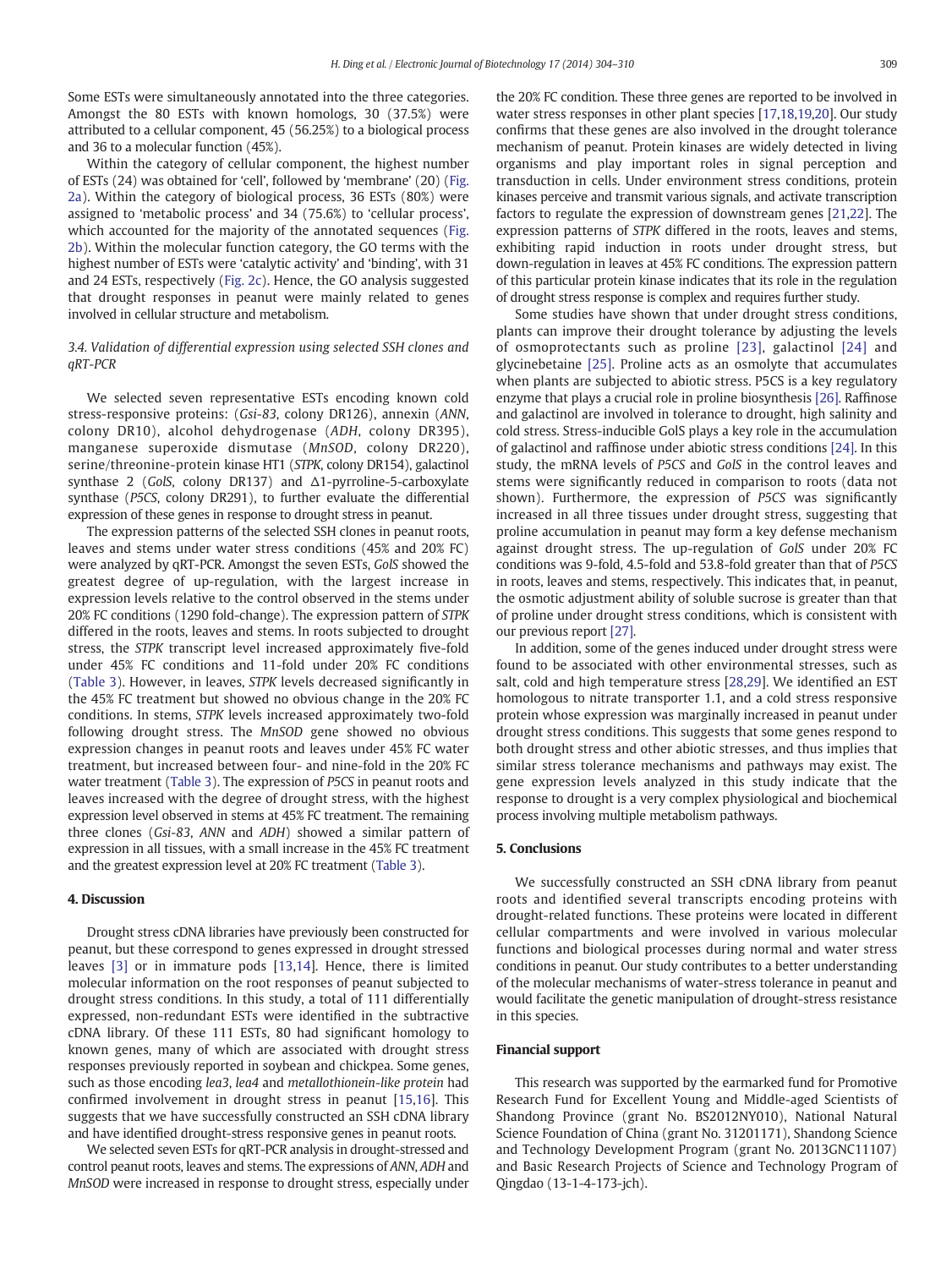Some ESTs were simultaneously annotated into the three categories. Amongst the 80 ESTs with known homologs, 30 (37.5%) were attributed to a cellular component, 45 (56.25%) to a biological process and 36 to a molecular function (45%).

Within the category of cellular component, the highest number of ESTs (24) was obtained for 'cell', followed by 'membrane' (20) (Fig. 2a). Within the category of biological process, 36 ESTs (80%) were assigned to 'metabolic process' and 34 (75.6%) to 'cellular process', which accounted for the majority of the annotated sequences (Fig. 2b). Within the molecular function category, the GO terms with the highest number of ESTs were 'catalytic activity' and 'binding', with 31 and 24 ESTs, respectively (Fig. 2c). Hence, the GO analysis suggested that drought responses in peanut were mainly related to genes involved in cellular structure and metabolism.

### 3.4. Validation of differential expression using selected SSH clones and qRT-PCR

We selected seven representative ESTs encoding known cold stress-responsive proteins: (*Gsi-83*, colony DR126), annexin (*ANN*, colony DR10), alcohol dehydrogenase (*ADH*, colony DR395), manganese superoxide dismutase (*MnSOD*, colony DR220), serine/threonine-protein kinase HT1 (*STPK*, colony DR154), galactinol synthase 2 (*GolS*, colony DR137) and Δ1-pyrroline-5-carboxylate synthase (*P5CS*, colony DR291), to further evaluate the differential expression of these genes in response to drought stress in peanut.

The expression patterns of the selected SSH clones in peanut roots, leaves and stems under water stress conditions (45% and 20% FC) were analyzed by qRT-PCR. Amongst the seven ESTs, *GolS* showed the greatest degree of up-regulation, with the largest increase in expression levels relative to the control observed in the stems under 20% FC conditions (1290 fold-change). The expression pattern of *STPK* differed in the roots, leaves and stems. In roots subjected to drought stress, the *STPK* transcript level increased approximately five-fold under 45% FC conditions and 11-fold under 20% FC conditions (Table 3). However, in leaves, *STPK* levels decreased significantly in the 45% FC treatment but showed no obvious change in the 20% FC conditions. In stems, *STPK* levels increased approximately two-fold following drought stress. The *MnSOD* gene showed no obvious expression changes in peanut roots and leaves under 45% FC water treatment, but increased between four- and nine-fold in the 20% FC water treatment (Table 3). The expression of *P5CS* in peanut roots and leaves increased with the degree of drought stress, with the highest expression level observed in stems at 45% FC treatment. The remaining three clones (*Gsi-83*, *ANN* and *ADH*) showed a similar pattern of expression in all tissues, with a small increase in the 45% FC treatment and the greatest expression level at 20% FC treatment (Table 3).

## 4. Discussion

Drought stress cDNA libraries have previously been constructed for peanut, but these correspond to genes expressed in drought stressed leaves [3] or in immature pods [13,14]. Hence, there is limited molecular information on the root responses of peanut subjected to drought stress conditions. In this study, a total of 111 differentially expressed, non-redundant ESTs were identified in the subtractive cDNA library. Of these 111 ESTs, 80 had significant homology to known genes, many of which are associated with drought stress responses previously reported in soybean and chickpea. Some genes, such as those encoding *lea3*, *lea4* and *metallothionein-like protein* had confirmed involvement in drought stress in peanut [15,16]. This suggests that we have successfully constructed an SSH cDNA library and have identified drought-stress responsive genes in peanut roots.

We selected seven ESTs for qRT-PCR analysis in drought-stressed and control peanut roots, leaves and stems. The expressions of *ANN*, *ADH* and *MnSOD* were increased in response to drought stress, especially under the 20% FC condition. These three genes are reported to be involved in water stress responses in other plant species [17,18,19,20]. Our study confirms that these genes are also involved in the drought tolerance mechanism of peanut. Protein kinases are widely detected in living organisms and play important roles in signal perception and transduction in cells. Under environment stress conditions, protein kinases perceive and transmit various signals, and activate transcription factors to regulate the expression of downstream genes [21,22]. The expression patterns of *STPK* differed in the roots, leaves and stems, exhibiting rapid induction in roots under drought stress, but down-regulation in leaves at 45% FC conditions. The expression pattern of this particular protein kinase indicates that its role in the regulation of drought stress response is complex and requires further study.

Some studies have shown that under drought stress conditions, plants can improve their drought tolerance by adjusting the levels of osmoprotectants such as proline [23], galactinol [24] and glycinebetaine [25]. Proline acts as an osmolyte that accumulates when plants are subjected to abiotic stress. P5CS is a key regulatory enzyme that plays a crucial role in proline biosynthesis [26]. Raffinose and galactinol are involved in tolerance to drought, high salinity and cold stress. Stress-inducible GolS plays a key role in the accumulation of galactinol and raffinose under abiotic stress conditions [24]. In this study, the mRNA levels of *P5CS* and *GolS* in the control leaves and stems were significantly reduced in comparison to roots (data not shown). Furthermore, the expression of *P5CS* was significantly increased in all three tissues under drought stress, suggesting that proline accumulation in peanut may form a key defense mechanism against drought stress. The up-regulation of *GolS* under 20% FC conditions was 9-fold, 4.5-fold and 53.8-fold greater than that of *P5CS* in roots, leaves and stems, respectively. This indicates that, in peanut, the osmotic adjustment ability of soluble sucrose is greater than that of proline under drought stress conditions, which is consistent with our previous report [27].

In addition, some of the genes induced under drought stress were found to be associated with other environmental stresses, such as salt, cold and high temperature stress [28,29]. We identified an EST homologous to nitrate transporter 1.1, and a cold stress responsive protein whose expression was marginally increased in peanut under drought stress conditions. This suggests that some genes respond to both drought stress and other abiotic stresses, and thus implies that similar stress tolerance mechanisms and pathways may exist. The gene expression levels analyzed in this study indicate that the response to drought is a very complex physiological and biochemical process involving multiple metabolism pathways.

## 5. Conclusions

We successfully constructed an SSH cDNA library from peanut roots and identified several transcripts encoding proteins with drought-related functions. These proteins were located in different cellular compartments and were involved in various molecular functions and biological processes during normal and water stress conditions in peanut. Our study contributes to a better understanding of the molecular mechanisms of water-stress tolerance in peanut and would facilitate the genetic manipulation of drought-stress resistance in this species.

## Financial support

This research was supported by the earmarked fund for Promotive Research Fund for Excellent Young and Middle-aged Scientists of Shandong Province (grant No. BS2012NY010), National Natural Science Foundation of China (grant No. 31201171), Shandong Science and Technology Development Program (grant No. 2013GNC11107) and Basic Research Projects of Science and Technology Program of Qingdao (13-1-4-173-jch).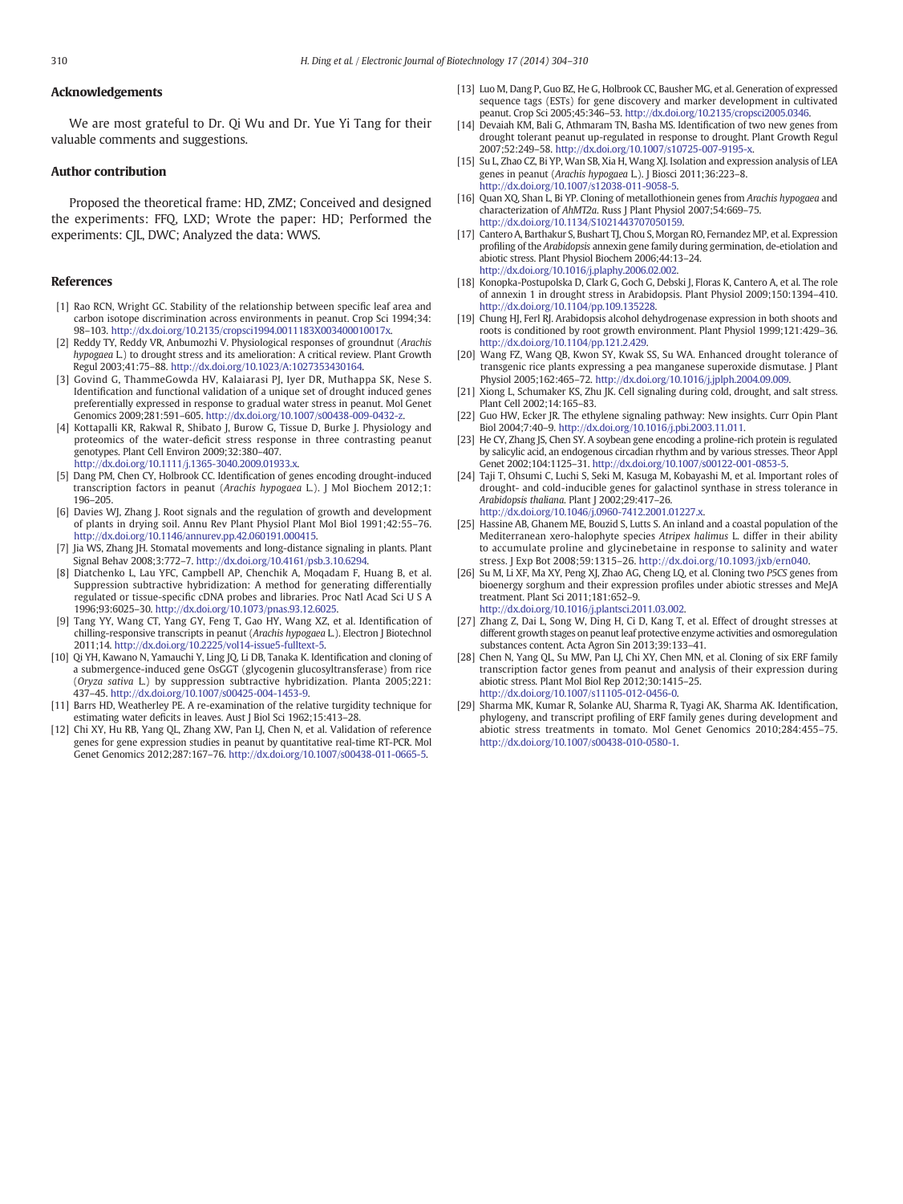## Acknowledgements

We are most grateful to Dr. Qi Wu and Dr. Yue Yi Tang for their valuable comments and suggestions.

## Author contribution

Proposed the theoretical frame: HD, ZMZ; Conceived and designed the experiments: FFQ, LXD; Wrote the paper: HD; Performed the experiments: CJL, DWC; Analyzed the data: WWS.

## References

[1] Rao RCN, Wright GC. Stability of the relationship between specific leaf area and carbon isotope discrimination across environments in peanut. Crop Sci 1994;34: 98–103. http://dx.doi.org/10.2135/cropsci1994.0011183X003400010017x.

[2] Reddy TY, Reddy VR, Anbumozhi V. Physiological responses of groundnut (*Arachis hypogaea* L.) to drought stress and its amelioration: A critical review. Plant Growth Regul 2003;41:75–88. http://dx.doi.org/10.1023/A:1027353430164.

[3] Govind G, ThammeGowda HV, Kalaiarasi PJ, Iyer DR, Muthappa SK, Nese S. Identification and functional validation of a unique set of drought induced genes preferentially expressed in response to gradual water stress in peanut. Mol Genet Genomics 2009;281:591–605. http://dx.doi.org/10.1007/s00438-009-0432-z.

[4] Kottapalli KR, Rakwal R, Shibato J, Burow G, Tissue D, Burke J. Physiology and proteomics of the water-deficit stress response in three contrasting peanut genotypes. Plant Cell Environ 2009;32:380–407. http://dx.doi.org/10.1111/j.1365-3040.2009.01933.x.

[5] Dang PM, Chen CY, Holbrook CC. Identification of genes encoding drought-induced transcription factors in peanut (*Arachis hypogaea* L.). J Mol Biochem 2012;1: 196–205.

[6] Davies WJ, Zhang J. Root signals and the regulation of growth and development of plants in drying soil. Annu Rev Plant Physiol Plant Mol Biol 1991;42:55–76. http://dx.doi.org/10.1146/annurev.pp.42.060191.000415.

[7] Jia WS, Zhang JH. Stomatal movements and long-distance signaling in plants. Plant Signal Behav 2008;3:772–7. http://dx.doi.org/10.4161/psb.3.10.6294.

[8] Diatchenko L, Lau YFC, Campbell AP, Chenchik A, Moqadam F, Huang B, et al. Suppression subtractive hybridization: A method for generating differentially regulated or tissue-specific cDNA probes and libraries. Proc Natl Acad Sci U S A 1996;93:6025–30. http://dx.doi.org/10.1073/pnas.93.12.6025.

[9] Tang YY, Wang CT, Yang GY, Feng T, Gao HY, Wang XZ, et al. Identification of chilling-responsive transcripts in peanut (*Arachis hypogaea* L.). Electron J Biotechnol 2011;14. http://dx.doi.org/10.2225/vol14-issue5-fulltext-5.

[10] Qi YH, Kawano N, Yamauchi Y, Ling JQ, Li DB, Tanaka K. Identification and cloning of a submergence-induced gene OsGGT (glycogenin glucosyltransferase) from rice (*Oryza sativa* L.) by suppression subtractive hybridization. Planta 2005;221: 437–45. http://dx.doi.org/10.1007/s00425-004-1453-9.

[11] Barrs HD, Weatherley PE. A re-examination of the relative turgidity technique for estimating water deficits in leaves. Aust J Biol Sci 1962;15:413–28.

[12] Chi XY, Hu RB, Yang QL, Zhang XW, Pan LJ, Chen N, et al. Validation of reference genes for gene expression studies in peanut by quantitative real-time RT-PCR. Mol Genet Genomics 2012;287:167–76. http://dx.doi.org/10.1007/s00438-011-0665-5.

[13] Luo M, Dang P, Guo BZ, He G, Holbrook CC, Bausher MG, et al. Generation of expressed sequence tags (ESTs) for gene discovery and marker development in cultivated peanut. Crop Sci 2005;45:346–53. http://dx.doi.org/10.2135/cropsci2005.0346.

[14] Devaiah KM, Bali G, Athmaram TN, Basha MS. Identification of two new genes from drought tolerant peanut up-regulated in response to drought. Plant Growth Regul 2007;52:249–58. http://dx.doi.org/10.1007/s10725-007-9195-x.

[15] Su L, Zhao CZ, Bi YP, Wan SB, Xia H, Wang XJ. Isolation and expression analysis of LEA genes in peanut (*Arachis hypogaea* L.). J Biosci 2011;36:223–8. http://dx.doi.org/10.1007/s12038-011-9058-5.

[16] Quan XQ, Shan L, Bi YP. Cloning of metallothionein genes from *Arachis hypogaea* and characterization of *AhMT2a*. Russ J Plant Physiol 2007;54:669–75. http://dx.doi.org/10.1134/S1021443707050159.

[17] Cantero A, Barthakur S, Bushart TJ, Chou S, Morgan RO, Fernandez MP, et al. Expression profiling of the *Arabidopsis* annexin gene family during germination, de-etiolation and abiotic stress. Plant Physiol Biochem 2006;44:13–24. http://dx.doi.org/10.1016/j.plaphy.2006.02.002.

[18] Konopka-Postupolska D, Clark G, Goch G, Debski J, Floras K, Cantero A, et al. The role of annexin 1 in drought stress in Arabidopsis. Plant Physiol 2009;150:1394–410. http://dx.doi.org/10.1104/pp.109.135228.

[19] Chung HJ, Ferl RJ. Arabidopsis alcohol dehydrogenase expression in both shoots and roots is conditioned by root growth environment. Plant Physiol 1999;121:429–36. http://dx.doi.org/10.1104/pp.121.2.429.

[20] Wang FZ, Wang QB, Kwon SY, Kwak SS, Su WA. Enhanced drought tolerance of transgenic rice plants expressing a pea manganese superoxide dismutase. J Plant Physiol 2005;162:465–72. http://dx.doi.org/10.1016/j.jplph.2004.09.009.

[21] Xiong L, Schumaker KS, Zhu JK. Cell signaling during cold, drought, and salt stress. Plant Cell 2002;14:165–83.

[22] Guo HW, Ecker JR. The ethylene signaling pathway: New insights. Curr Opin Plant Biol 2004;7:40–9. http://dx.doi.org/10.1016/j.pbi.2003.11.011.

[23] He CY, Zhang JS, Chen SY. A soybean gene encoding a proline-rich protein is regulated by salicylic acid, an endogenous circadian rhythm and by various stresses. Theor Appl Genet 2002;104:1125–31. http://dx.doi.org/10.1007/s00122-001-0853-5.

[24] Taji T, Ohsumi C, Luchi S, Seki M, Kasuga M, Kobayashi M, et al. Important roles of drought- and cold-inducible genes for galactinol synthase in stress tolerance in *Arabidopsis thaliana*. Plant J 2002;29:417–26. http://dx.doi.org/10.1046/j.0960-7412.2001.01227.x.

[25] Hassine AB, Ghanem ME, Bouzid S, Lutts S. An inland and a coastal population of the Mediterranean xero-halophyte species *Atripex halimus* L. differ in their ability to accumulate proline and glycinebetaine in response to salinity and water stress. J Exp Bot 2008;59:1315–26. http://dx.doi.org/10.1093/jxb/ern040.

[26] Su M, Li XF, Ma XY, Peng XJ, Zhao AG, Cheng LQ, et al. Cloning two *P5CS* genes from bioenergy sorghum and their expression profiles under abiotic stresses and MeJA treatment. Plant Sci 2011;181:652–9. http://dx.doi.org/10.1016/j.plantsci.2011.03.002.

[27] Zhang Z, Dai L, Song W, Ding H, Ci D, Kang T, et al. Effect of drought stresses at different growth stages on peanut leaf protective enzyme activities and osmoregulation substances content. Acta Agron Sin 2013;39:133–41.

[28] Chen N, Yang QL, Su MW, Pan LJ, Chi XY, Chen MN, et al. Cloning of six ERF family transcription factor genes from peanut and analysis of their expression during abiotic stress. Plant Mol Biol Rep 2012;30:1415–25. http://dx.doi.org/10.1007/s11105-012-0456-0.

[29] Sharma MK, Kumar R, Solanke AU, Sharma R, Tyagi AK, Sharma AK. Identification, phylogeny, and transcript profiling of ERF family genes during development and abiotic stress treatments in tomato. Mol Genet Genomics 2010;284:455–75. http://dx.doi.org/10.1007/s00438-010-0580-1.